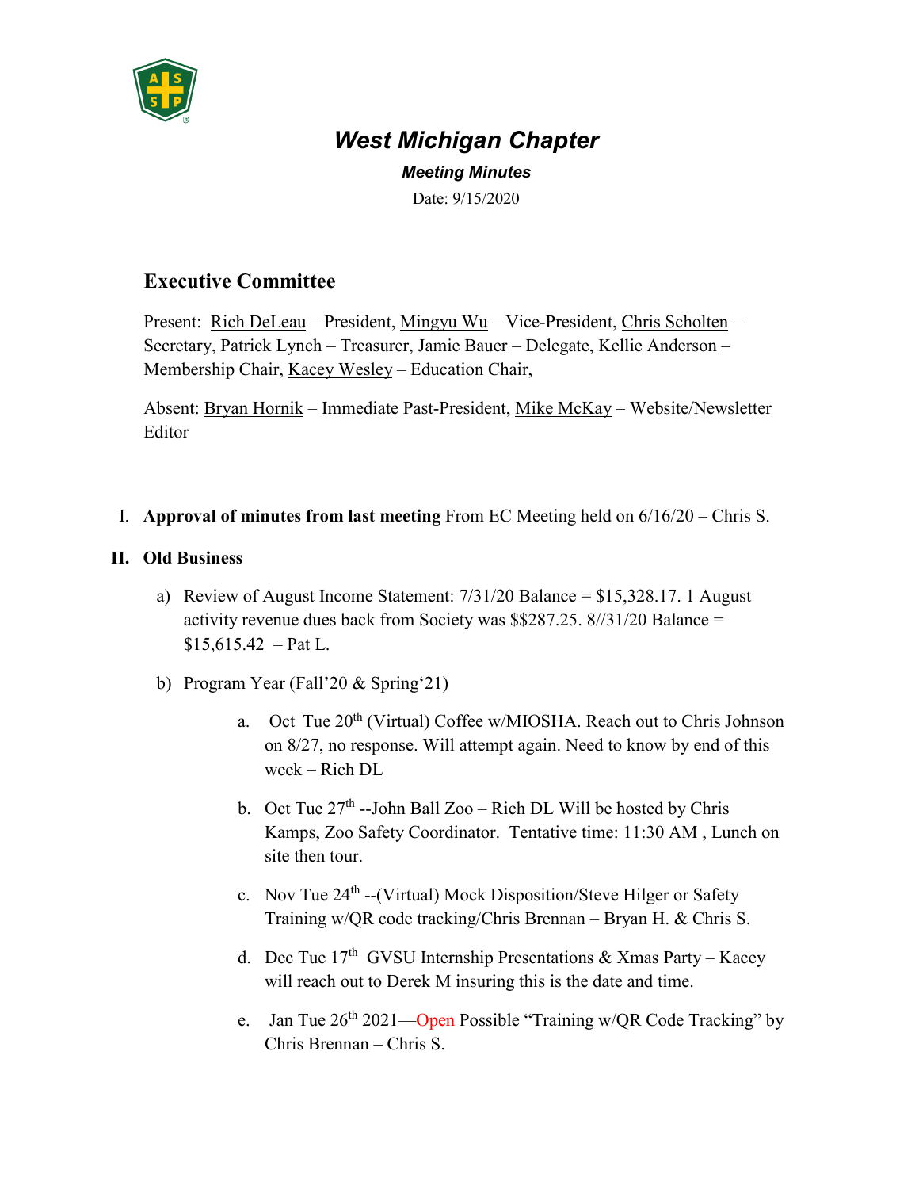# *West Michigan Chapter*

***Meeting Minutes***

Date: 9/15/2020

## Executive Committee

Present: Rich DeLeau – President, Mingyu Wu – Vice-President, Chris Scholten – Secretary, Patrick Lynch – Treasurer, Jamie Bauer – Delegate, Kellie Anderson – Membership Chair, Kacey Wesley – Education Chair,

Absent: Bryan Hornik – Immediate Past-President, Mike McKay – Website/Newsletter Editor

I. **Approval of minutes from last meeting** From EC Meeting held on 6/16/20 – Chris S.

**II. Old Business**

a) Review of August Income Statement: 7/31/20 Balance = $15,328.17. 1 August activity revenue dues back from Society was $$287.25. 8//31/20 Balance = $15,615.42 – Pat L.

b) Program Year (Fall'20 & Spring'21)

a. Oct Tue 20th (Virtual) Coffee w/MIOSHA. Reach out to Chris Johnson on 8/27, no response. Will attempt again. Need to know by end of this week – Rich DL

b. Oct Tue 27th --John Ball Zoo – Rich DL Will be hosted by Chris Kamps, Zoo Safety Coordinator. Tentative time: 11:30 AM , Lunch on site then tour.

c. Nov Tue 24th --(Virtual) Mock Disposition/Steve Hilger or Safety Training w/QR code tracking/Chris Brennan – Bryan H. & Chris S.

d. Dec Tue 17th GVSU Internship Presentations & Xmas Party – Kacey will reach out to Derek M insuring this is the date and time.

e. Jan Tue 26th 2021—Open Possible "Training w/QR Code Tracking" by Chris Brennan – Chris S.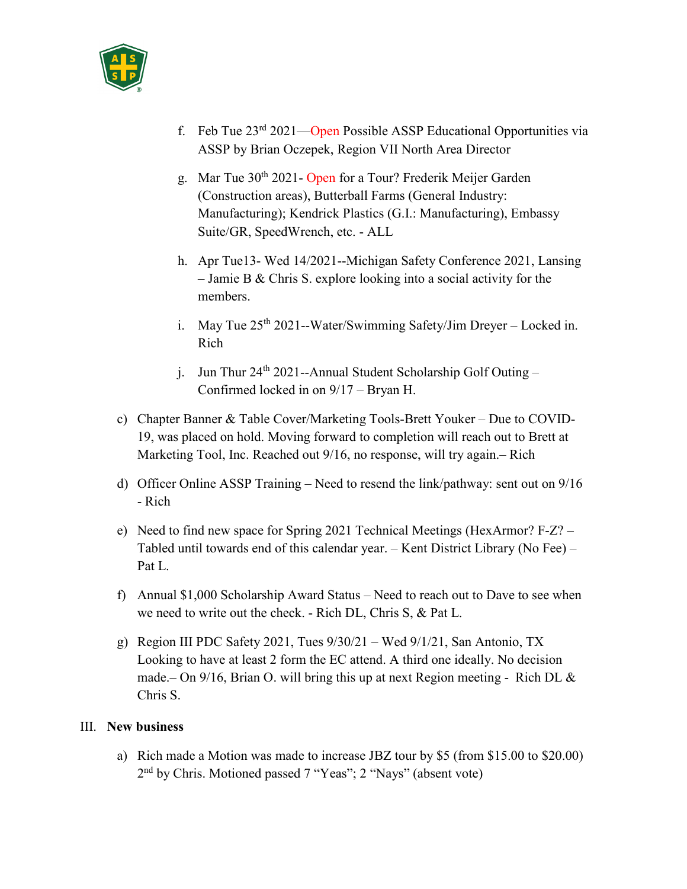f. Feb Tue 23rd 2021—Open Possible ASSP Educational Opportunities via ASSP by Brian Oczepek, Region VII North Area Director

g. Mar Tue 30th 2021- Open for a Tour? Frederik Meijer Garden (Construction areas), Butterball Farms (General Industry: Manufacturing); Kendrick Plastics (G.I.: Manufacturing), Embassy Suite/GR, SpeedWrench, etc. - ALL

h. Apr Tue13- Wed 14/2021--Michigan Safety Conference 2021, Lansing – Jamie B & Chris S. explore looking into a social activity for the members.

i. May Tue 25th 2021--Water/Swimming Safety/Jim Dreyer – Locked in. Rich

j. Jun Thur 24th 2021--Annual Student Scholarship Golf Outing – Confirmed locked in on 9/17 – Bryan H.

c) Chapter Banner & Table Cover/Marketing Tools-Brett Youker – Due to COVID-19, was placed on hold. Moving forward to completion will reach out to Brett at Marketing Tool, Inc. Reached out 9/16, no response, will try again.– Rich

d) Officer Online ASSP Training – Need to resend the link/pathway: sent out on 9/16 - Rich

e) Need to find new space for Spring 2021 Technical Meetings (HexArmor? F-Z? – Tabled until towards end of this calendar year. – Kent District Library (No Fee) – Pat L.

f) Annual $1,000 Scholarship Award Status – Need to reach out to Dave to see when we need to write out the check. - Rich DL, Chris S, & Pat L.

g) Region III PDC Safety 2021, Tues 9/30/21 – Wed 9/1/21, San Antonio, TX Looking to have at least 2 form the EC attend. A third one ideally. No decision made.– On 9/16, Brian O. will bring this up at next Region meeting - Rich DL & Chris S.

## III. New business

a) Rich made a Motion was made to increase JBZ tour by $5 (from $15.00 to $20.00) 2nd by Chris. Motioned passed 7 "Yeas"; 2 "Nays" (absent vote)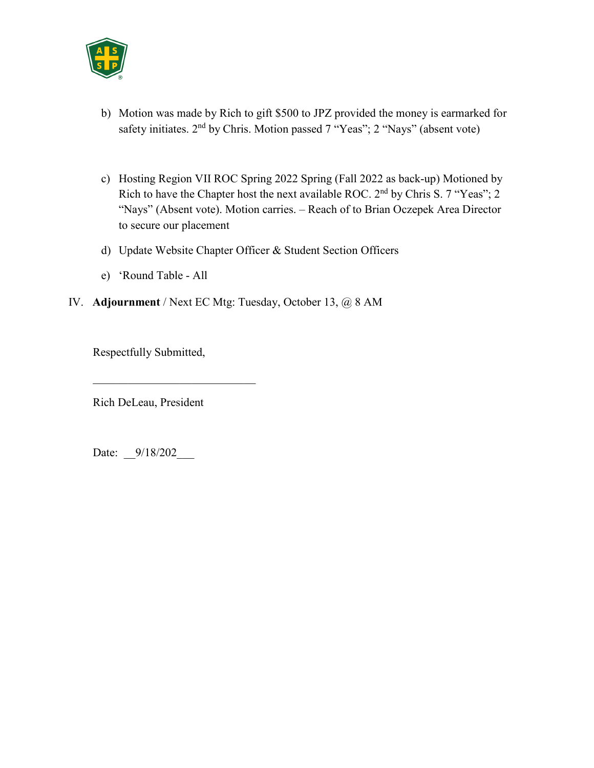b) Motion was made by Rich to gift $500 to JPZ provided the money is earmarked for safety initiates. 2nd by Chris. Motion passed 7 "Yeas"; 2 "Nays" (absent vote)

c) Hosting Region VII ROC Spring 2022 Spring (Fall 2022 as back-up) Motioned by Rich to have the Chapter host the next available ROC. 2nd by Chris S. 7 "Yeas"; 2 "Nays" (Absent vote). Motion carries. – Reach of to Brian Oczepek Area Director to secure our placement

d) Update Website Chapter Officer & Student Section Officers

e) 'Round Table - All

IV. **Adjournment** / Next EC Mtg: Tuesday, October 13, @ 8 AM

Respectfully Submitted,

____________________________

Rich DeLeau, President

Date: __9/18/202___